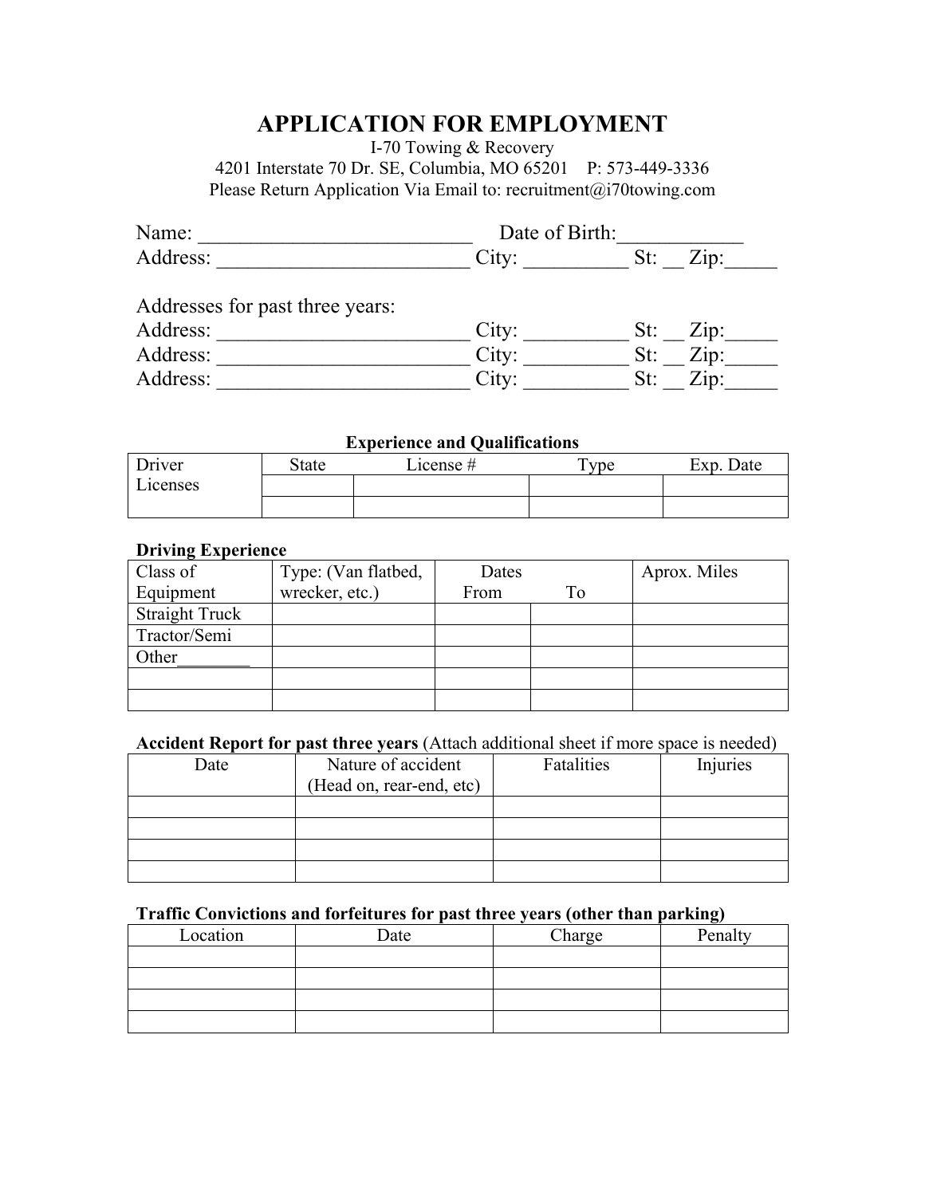# APPLICATION FOR EMPLOYMENT

I-70 Towing & Recovery
4201 Interstate 70 Dr. SE, Columbia, MO 65201 P: 573-449-3336
Please Return Application Via Email to: recruitment@i70towing.com

Name: __________________________ Date of Birth:____________
Address: ________________________ City: __________ St: __ Zip:_____

Addresses for past three years:
Address: ________________________ City: __________ St: __ Zip:_____
Address: ________________________ City: __________ St: __ Zip:_____
Address: ________________________ City: __________ St: __ Zip:_____

**Experience and Qualifications**

| Driver Licenses | State | License # | Type | Exp. Date |
|---|---|---|---|---|
| | | | | |
| | | | | |

**Driving Experience**

| Class of Equipment | Type: (Van flatbed, wrecker, etc.) | Dates From | To | Aprox. Miles |
|---|---|---|---|---|
| Straight Truck | | | | |
| Tractor/Semi | | | | |
| Other________ | | | | |
| | | | | |
| | | | | |

**Accident Report for past three years** (Attach additional sheet if more space is needed)

| Date | Nature of accident (Head on, rear-end, etc) | Fatalities | Injuries |
|---|---|---|---|
| | | | |
| | | | |
| | | | |
| | | | |

**Traffic Convictions and forfeitures for past three years (other than parking)**

| Location | Date | Charge | Penalty |
|---|---|---|---|
| | | | |
| | | | |
| | | | |
| | | | |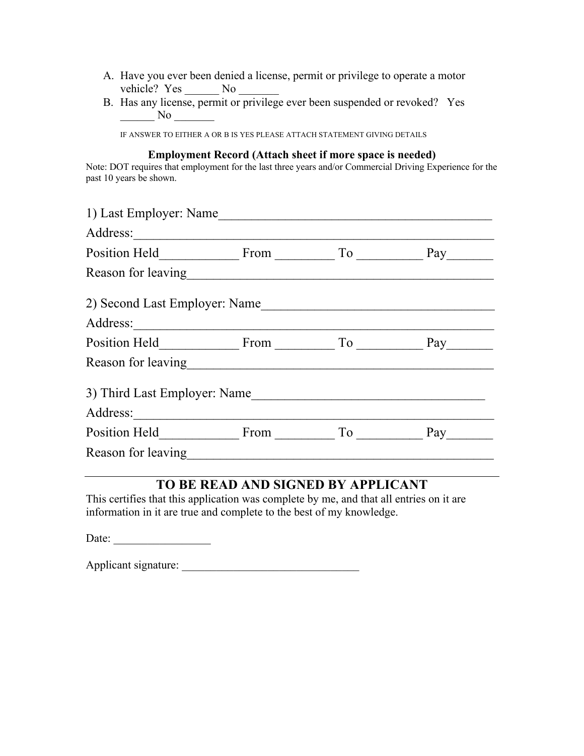A. Have you ever been denied a license, permit or privilege to operate a motor vehicle? Yes ______ No _______
B. Has any license, permit or privilege ever been suspended or revoked? Yes ______ No _______

IF ANSWER TO EITHER A OR B IS YES PLEASE ATTACH STATEMENT GIVING DETAILS

**Employment Record (Attach sheet if more space is needed)**

Note: DOT requires that employment for the last three years and/or Commercial Driving Experience for the past 10 years be shown.

1) Last Employer: Name___________________________________________

Address:________________________________________________________

Position Held____________ From _________ To __________ Pay_______

Reason for leaving_______________________________________________

2) Second Last Employer: Name___________________________________

Address:________________________________________________________

Position Held____________ From _________ To __________ Pay_______

Reason for leaving_______________________________________________

3) Third Last Employer: Name____________________________________

Address:________________________________________________________

Position Held____________ From _________ To __________ Pay_______

Reason for leaving_______________________________________________

## TO BE READ AND SIGNED BY APPLICANT

This certifies that this application was complete by me, and that all entries on it are information in it are true and complete to the best of my knowledge.

Date: _________________

Applicant signature: ______________________________